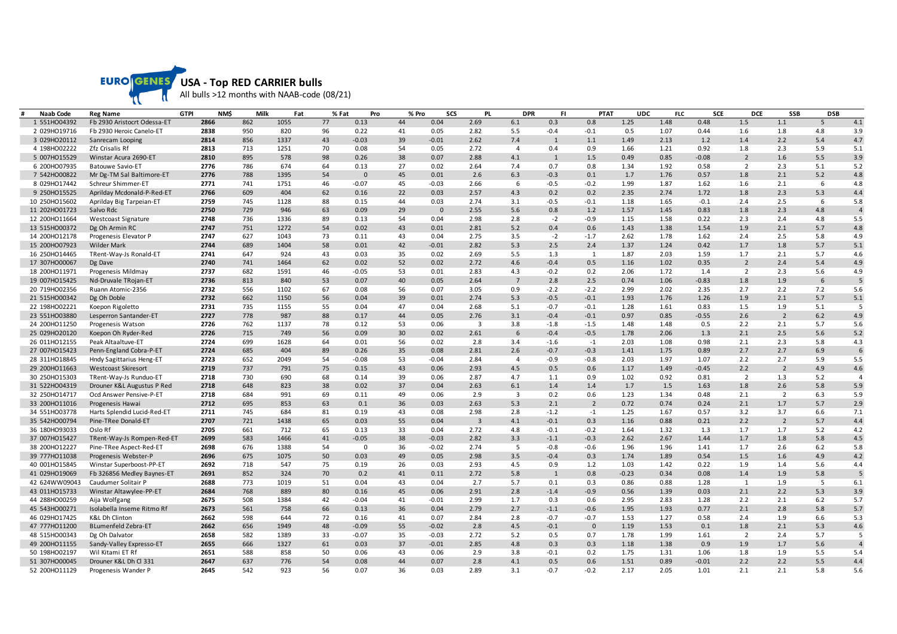EUROGENES

# USA - Top RED CARRIER bulls

All bulls >12 months with NAAB-code (08/21)

| # | Naab Code | Reg Name | GTPI | NM$ | Milk | Fat | % Fat | Pro | % Pro | SCS | PL | DPR | FI | PTAT | UDC | FLC | SCE | DCE | SSB | DSB |
|---|---|---|---|---|---|---|---|---|---|---|---|---|---|---|---|---|---|---|---|---|
| 1 | 551HO04392 | Fb 2930 Aristocrt Odessa-ET | 2866 | 862 | 1055 | 77 | 0.13 | 44 | 0.04 | 2.69 | 6.1 | 0.3 | 0.8 | 1.25 | 1.48 | 0.48 | 1.5 | 1.1 | 5 | 4.1 |
| 2 | 029HO19716 | Fb 2930 Heroic Canelo-ET | 2838 | 950 | 820 | 96 | 0.22 | 41 | 0.05 | 2.82 | 5.5 | -0.4 | -0.1 | 0.5 | 1.07 | 0.44 | 1.6 | 1.8 | 4.8 | 3.9 |
| 3 | 029HO20112 | Sanrecam Looping | 2814 | 856 | 1337 | 43 | -0.03 | 39 | -0.01 | 2.62 | 7.4 | 1 | 1.1 | 1.49 | 2.13 | 1.2 | 1.4 | 2.2 | 5.4 | 4.7 |
| 4 | 198HO02222 | Zfz Crisalis Rf | 2813 | 713 | 1251 | 70 | 0.08 | 54 | 0.05 | 2.72 | 4 | 0.4 | 0.9 | 1.66 | 1.21 | 0.92 | 1.8 | 2.3 | 5.9 | 5.1 |
| 5 | 007HO15529 | Winstar Acura 2690-ET | 2810 | 895 | 578 | 98 | 0.26 | 38 | 0.07 | 2.88 | 4.1 | 1 | 1.5 | 0.49 | 0.85 | -0.08 | 2 | 1.6 | 5.5 | 3.9 |
| 6 | 200HO07935 | Batouwe Savio-ET | 2776 | 786 | 674 | 64 | 0.13 | 27 | 0.02 | 2.64 | 7.4 | 0.7 | 0.8 | 1.34 | 1.92 | 0.58 | 2 | 2.3 | 5.1 | 5.2 |
| 7 | 542HO00822 | Mr Dg-TM Sal Baltimore-ET | 2776 | 788 | 1395 | 54 | 0 | 45 | 0.01 | 2.6 | 6.3 | -0.3 | 0.1 | 1.7 | 1.76 | 0.57 | 1.8 | 2.1 | 5.2 | 4.8 |
| 8 | 029HO17442 | Schreur Shimmer-ET | 2771 | 741 | 1751 | 46 | -0.07 | 45 | -0.03 | 2.66 | 6 | -0.5 | -0.2 | 1.99 | 1.87 | 1.62 | 1.6 | 2.1 | 6 | 4.8 |
| 9 | 250HO15525 | Aprilday Mcdonald-P-Red-ET | 2766 | 609 | 404 | 62 | 0.16 | 22 | 0.03 | 2.57 | 4.3 | 0.2 | 0.2 | 2.35 | 2.74 | 1.72 | 1.8 | 2.3 | 5.3 | 4.4 |
| 10 | 250HO15602 | Aprilday Big Tarpeian-ET | 2759 | 745 | 1128 | 88 | 0.15 | 44 | 0.03 | 2.74 | 3.1 | -0.5 | -0.1 | 1.18 | 1.65 | -0.1 | 2.4 | 2.5 | 6 | 5.8 |
| 11 | 202HO01723 | Salvo Rdc | 2750 | 729 | 946 | 63 | 0.09 | 29 | 0 | 2.55 | 5.6 | 0.8 | 1.2 | 1.57 | 1.45 | 0.83 | 1.8 | 2.3 | 4.8 | 4 |
| 12 | 200HO11664 | Westcoast Signature | 2748 | 736 | 1336 | 89 | 0.13 | 54 | 0.04 | 2.98 | 2.8 | -2 | -0.9 | 1.15 | 1.58 | 0.22 | 2.3 | 2.4 | 4.8 | 5.5 |
| 13 | 515HO00372 | Dg Oh Armin RC | 2747 | 751 | 1272 | 54 | 0.02 | 43 | 0.01 | 2.81 | 5.2 | 0.4 | 0.6 | 1.43 | 1.38 | 1.54 | 1.9 | 2.1 | 5.7 | 4.8 |
| 14 | 200HO12178 | Progenesis Elevator P | 2747 | 627 | 1043 | 73 | 0.11 | 43 | 0.04 | 2.75 | 3.5 | -2 | -1.7 | 2.62 | 1.78 | 1.62 | 2.4 | 2.5 | 5.8 | 4.9 |
| 15 | 200HO07923 | Wilder Mark | 2744 | 689 | 1404 | 58 | 0.01 | 42 | -0.01 | 2.82 | 5.3 | 2.5 | 2.4 | 1.37 | 1.24 | 0.42 | 1.7 | 1.8 | 5.7 | 5.1 |
| 16 | 250HO14465 | TRent-Way-Js Ronald-ET | 2741 | 647 | 924 | 43 | 0.03 | 35 | 0.02 | 2.69 | 5.5 | 1.3 | 1 | 1.87 | 2.03 | 1.59 | 1.7 | 2.1 | 5.7 | 4.6 |
| 17 | 307HO00067 | Dg Dave | 2740 | 741 | 1464 | 62 | 0.02 | 52 | 0.02 | 2.72 | 4.6 | -0.4 | 0.5 | 1.16 | 1.02 | 0.35 | 2 | 2.4 | 5.4 | 4.9 |
| 18 | 200HO11971 | Progenesis Mildmay | 2737 | 682 | 1591 | 46 | -0.05 | 53 | 0.01 | 2.83 | 4.3 | -0.2 | 0.2 | 2.06 | 1.72 | 1.4 | 2 | 2.3 | 5.6 | 4.9 |
| 19 | 007HO15425 | Nd-Druvale TRojan-ET | 2736 | 813 | 840 | 53 | 0.07 | 40 | 0.05 | 2.64 | 7 | 2.8 | 2.5 | 0.74 | 1.06 | -0.83 | 1.8 | 1.9 | 6 | 5 |
| 20 | 719HO02356 | Ruann Atomic-2356 | 2732 | 556 | 1102 | 67 | 0.08 | 56 | 0.07 | 3.05 | 0.9 | -2.2 | -2.2 | 2.99 | 2.02 | 2.35 | 2.7 | 2.2 | 7.2 | 5.6 |
| 21 | 515HO00342 | Dg Oh Doble | 2732 | 662 | 1150 | 56 | 0.04 | 39 | 0.01 | 2.74 | 5.3 | -0.5 | -0.1 | 1.93 | 1.76 | 1.26 | 1.9 | 2.1 | 5.7 | 5.1 |
| 22 | 198HO02221 | Koepon Rigoletto | 2731 | 735 | 1155 | 55 | 0.04 | 47 | 0.04 | 2.68 | 5.1 | -0.7 | -0.1 | 1.28 | 1.61 | 0.83 | 1.5 | 1.9 | 5.1 | 5 |
| 23 | 551HO03880 | Lesperron Santander-ET | 2727 | 778 | 987 | 88 | 0.17 | 44 | 0.05 | 2.76 | 3.1 | -0.4 | -0.1 | 0.97 | 0.85 | -0.55 | 2.6 | 2 | 6.2 | 4.9 |
| 24 | 200HO11250 | Progenesis Watson | 2726 | 762 | 1137 | 78 | 0.12 | 53 | 0.06 | 3 | 3.8 | -1.8 | -1.5 | 1.48 | 1.48 | 0.5 | 2.2 | 2.1 | 5.7 | 5.6 |
| 25 | 029HO20120 | Koepon Oh Ryder-Red | 2726 | 715 | 749 | 56 | 0.09 | 30 | 0.02 | 2.61 | 6 | -0.4 | -0.5 | 1.78 | 2.06 | 1.3 | 2.1 | 2.5 | 5.6 | 5.2 |
| 26 | 011HO12155 | Peak Altaaltuve-ET | 2724 | 699 | 1628 | 64 | 0.01 | 56 | 0.02 | 2.8 | 3.4 | -1.6 | -1 | 2.03 | 1.08 | 0.98 | 2.1 | 2.3 | 5.8 | 4.3 |
| 27 | 007HO15423 | Penn-England Cobra-P-ET | 2724 | 685 | 404 | 89 | 0.26 | 35 | 0.08 | 2.81 | 2.6 | -0.7 | -0.3 | 1.41 | 1.75 | 0.89 | 2.7 | 2.7 | 6.9 | 6 |
| 28 | 311HO18845 | Hndy Sagittarius Heng-ET | 2723 | 652 | 2049 | 54 | -0.08 | 53 | -0.04 | 2.84 | 4 | -0.9 | -0.8 | 2.03 | 1.97 | 1.07 | 2.2 | 2.7 | 5.9 | 5.5 |
| 29 | 200HO11663 | Westcoast Skiresort | 2719 | 737 | 791 | 75 | 0.15 | 43 | 0.06 | 2.93 | 4.5 | 0.5 | 0.6 | 1.17 | 1.49 | -0.45 | 2.2 | 2 | 4.9 | 4.6 |
| 30 | 250HO15303 | TRent-Way-Js Runduo-ET | 2718 | 730 | 690 | 68 | 0.14 | 39 | 0.06 | 2.87 | 4.7 | 1.1 | 0.9 | 1.02 | 0.92 | 0.81 | 2 | 1.3 | 5.2 | 4 |
| 31 | 522HO04319 | Drouner K&L Augustus P Red | 2718 | 648 | 823 | 38 | 0.02 | 37 | 0.04 | 2.63 | 6.1 | 1.4 | 1.4 | 1.7 | 1.5 | 1.63 | 1.8 | 2.6 | 5.8 | 5.9 |
| 32 | 250HO14717 | Ocd Answer Pensive-P-ET | 2718 | 684 | 991 | 69 | 0.11 | 49 | 0.06 | 2.9 | 3 | 0.2 | 0.6 | 1.23 | 1.34 | 0.48 | 2.1 | 2 | 6.3 | 5.9 |
| 33 | 200HO11016 | Progenesis Hawai | 2712 | 695 | 853 | 63 | 0.1 | 36 | 0.03 | 2.63 | 5.3 | 2.1 | 2 | 0.72 | 0.74 | 0.24 | 2.1 | 1.7 | 5.7 | 2.9 |
| 34 | 551HO03778 | Harts Splendid Lucid-Red-ET | 2711 | 745 | 684 | 81 | 0.19 | 43 | 0.08 | 2.98 | 2.8 | -1.2 | -1 | 1.25 | 1.67 | 0.57 | 3.2 | 3.7 | 6.6 | 7.1 |
| 35 | 542HO00794 | Pine-TRee Donald-ET | 2707 | 721 | 1438 | 65 | 0.03 | 55 | 0.04 | 3 | 4.1 | -0.1 | 0.3 | 1.16 | 0.88 | 0.21 | 2.2 | 2 | 5.7 | 4.4 |
| 36 | 180HO93033 | Oslo Rf | 2705 | 661 | 712 | 65 | 0.13 | 33 | 0.04 | 2.72 | 4.8 | -0.1 | -0.2 | 1.64 | 1.32 | 1.3 | 1.7 | 1.7 | 5.2 | 4.2 |
| 37 | 007HO15427 | TRent-Way-Js Rompen-Red-ET | 2699 | 583 | 1466 | 41 | -0.05 | 38 | -0.03 | 2.82 | 3.3 | -1.1 | -0.3 | 2.62 | 2.67 | 1.44 | 1.7 | 1.8 | 5.8 | 4.5 |
| 38 | 200HO12227 | Pine-TRee Aspect-Red-ET | 2698 | 676 | 1388 | 54 | 0 | 36 | -0.02 | 2.74 | 5 | -0.8 | -0.6 | 1.96 | 1.96 | 1.41 | 1.7 | 2.6 | 6.2 | 5.8 |
| 39 | 777HO11038 | Progenesis Webster-P | 2696 | 675 | 1075 | 50 | 0.03 | 49 | 0.05 | 2.98 | 3.5 | -0.4 | 0.3 | 1.74 | 1.89 | 0.54 | 1.5 | 1.6 | 4.9 | 4.2 |
| 40 | 001HO15845 | Winstar Superboost-PP-ET | 2692 | 718 | 547 | 75 | 0.19 | 26 | 0.03 | 2.93 | 4.5 | 0.9 | 1.2 | 1.03 | 1.42 | 0.22 | 1.9 | 1.4 | 5.6 | 4.4 |
| 41 | 029HO19069 | Fb 326856 Medley Baynes-ET | 2691 | 852 | 324 | 70 | 0.2 | 41 | 0.11 | 2.72 | 5.8 | 1 | 0.8 | -0.23 | 0.34 | 0.08 | 1.4 | 1.9 | 5.8 | 5 |
| 42 | 624WW09043 | Caudumer Solitair P | 2688 | 773 | 1019 | 51 | 0.04 | 43 | 0.04 | 2.7 | 5.7 | 0.1 | 0.3 | 0.86 | 0.88 | 1.28 | 1 | 1.9 | 5 | 6.1 |
| 43 | 011HO15733 | Winstar Altawylee-PP-ET | 2684 | 768 | 889 | 80 | 0.16 | 45 | 0.06 | 2.91 | 2.8 | -1.4 | -0.9 | 0.56 | 1.39 | 0.03 | 2.1 | 2.2 | 5.3 | 3.9 |
| 44 | 288HO00259 | Aija Wolfgang | 2675 | 508 | 1384 | 42 | -0.04 | 41 | -0.01 | 2.99 | 1.7 | 0.3 | 0.6 | 2.95 | 2.83 | 1.28 | 2.2 | 2.1 | 6.2 | 5.7 |
| 45 | 543HO00271 | Isolabella Inseme Ritmo Rf | 2673 | 561 | 758 | 66 | 0.13 | 36 | 0.04 | 2.79 | 2.7 | -1.1 | -0.6 | 1.95 | 1.93 | 0.77 | 2.1 | 2.8 | 5.8 | 5.7 |
| 46 | 029HO17425 | K&L Dh Clinton | 2662 | 598 | 644 | 72 | 0.16 | 41 | 0.07 | 2.84 | 2.8 | -0.7 | -0.7 | 1.53 | 1.27 | 0.58 | 2.4 | 1.9 | 6.6 | 5.3 |
| 47 | 777HO11200 | BLumenfeld Zebra-ET | 2662 | 656 | 1949 | 48 | -0.09 | 55 | -0.02 | 2.8 | 4.5 | -0.1 | 0 | 1.19 | 1.53 | 0.1 | 1.8 | 2.1 | 5.3 | 4.6 |
| 48 | 515HO00343 | Dg Oh Dalvator | 2658 | 582 | 1389 | 33 | -0.07 | 35 | -0.03 | 2.72 | 5.2 | 0.5 | 0.7 | 1.78 | 1.99 | 1.61 | 2 | 2.4 | 5.7 | 5 |
| 49 | 200HO11155 | Sandy-Valley Expresso-ET | 2655 | 666 | 1327 | 61 | 0.03 | 37 | -0.01 | 2.85 | 4.8 | 0.3 | 0.3 | 1.18 | 1.38 | 0.9 | 1.9 | 1.7 | 5.6 | 4 |
| 50 | 198HO02197 | Wil Kitami ET Rf | 2651 | 588 | 858 | 50 | 0.06 | 43 | 0.06 | 2.9 | 3.8 | -0.1 | 0.2 | 1.75 | 1.31 | 1.06 | 1.8 | 1.9 | 5.5 | 5.4 |
| 51 | 307HO00045 | Drouner K&L Dh Cl 331 | 2647 | 637 | 776 | 54 | 0.08 | 44 | 0.07 | 2.8 | 4.1 | 0.5 | 0.6 | 1.51 | 0.89 | -0.01 | 2.2 | 2.2 | 5.5 | 4.4 |
| 52 | 200HO11129 | Progenesis Wander P | 2645 | 542 | 923 | 56 | 0.07 | 36 | 0.03 | 2.89 | 3.1 | -0.7 | -0.2 | 2.17 | 2.05 | 1.01 | 2.1 | 2.1 | 5.8 | 5.6 |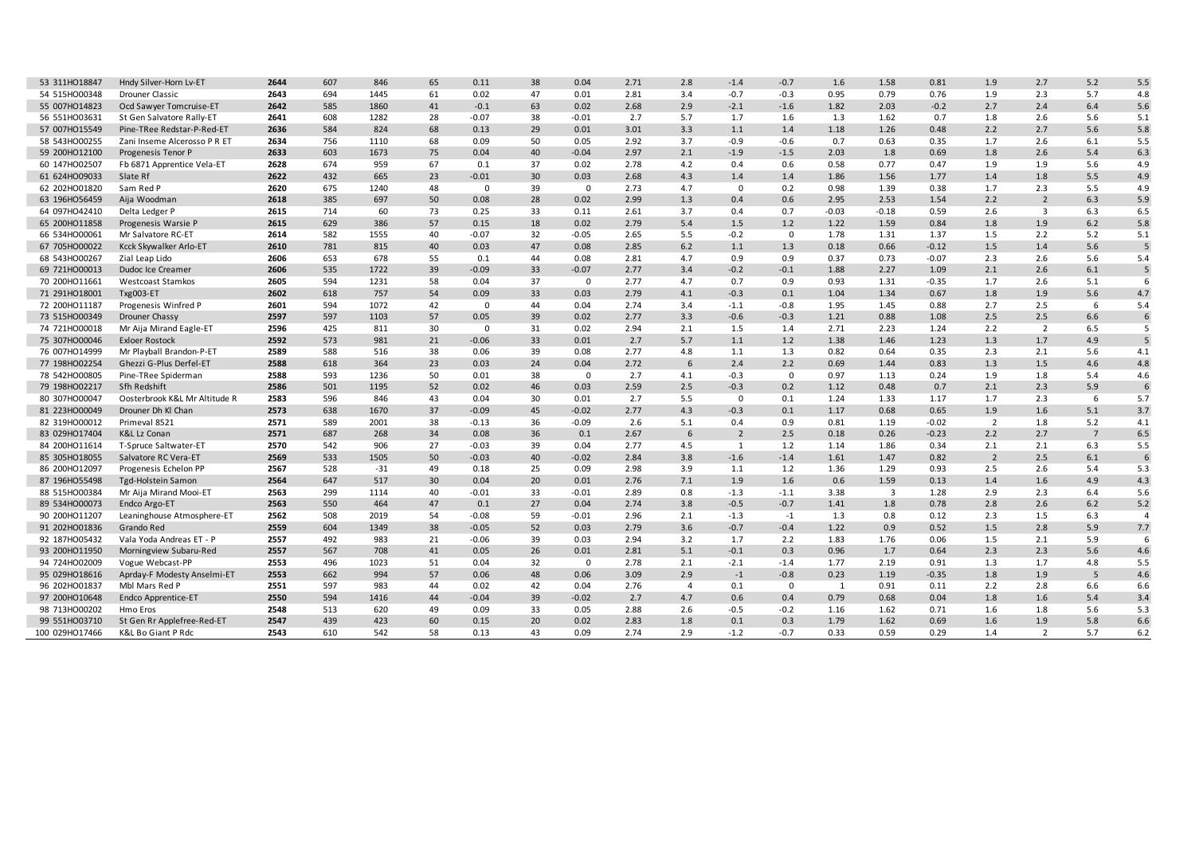| | | | | | | | | | | | | | | | | | | | |
|---|---|---|---|---|---|---|---|---|---|---|---|---|---|---|---|---|---|---|---|
| 53 | 311HO18847 | Hndy Silver-Horn Lv-ET | 2644 | 607 | 846 | 65 | 0.11 | 38 | 0.04 | 2.71 | 2.8 | -1.4 | -0.7 | 1.6 | 1.58 | 0.81 | 1.9 | 2.7 | 5.2 | 5.5 |
| 54 | 515HO00348 | Drouner Classic | 2643 | 694 | 1445 | 61 | 0.02 | 47 | 0.01 | 2.81 | 3.4 | -0.7 | -0.3 | 0.95 | 0.79 | 0.76 | 1.9 | 2.3 | 5.7 | 4.8 |
| 55 | 007HO14823 | Ocd Sawyer Tomcruise-ET | 2642 | 585 | 1860 | 41 | -0.1 | 63 | 0.02 | 2.68 | 2.9 | -2.1 | -1.6 | 1.82 | 2.03 | -0.2 | 2.7 | 2.4 | 6.4 | 5.6 |
| 56 | 551HO03631 | St Gen Salvatore Rally-ET | 2641 | 608 | 1282 | 28 | -0.07 | 38 | -0.01 | 2.7 | 5.7 | 1.7 | 1.6 | 1.3 | 1.62 | 0.7 | 1.8 | 2.6 | 5.6 | 5.1 |
| 57 | 007HO15549 | Pine-TRee Redstar-P-Red-ET | 2636 | 584 | 824 | 68 | 0.13 | 29 | 0.01 | 3.01 | 3.3 | 1.1 | 1.4 | 1.18 | 1.26 | 0.48 | 2.2 | 2.7 | 5.6 | 5.8 |
| 58 | 543HO00255 | Zani Inseme Alcerosso P R ET | 2634 | 756 | 1110 | 68 | 0.09 | 50 | 0.05 | 2.92 | 3.7 | -0.9 | -0.6 | 0.7 | 0.63 | 0.35 | 1.7 | 2.6 | 6.1 | 5.5 |
| 59 | 200HO12100 | Progenesis Tenor P | 2633 | 603 | 1673 | 75 | 0.04 | 40 | -0.04 | 2.97 | 2.1 | -1.9 | -1.5 | 2.03 | 1.8 | 0.69 | 1.8 | 2.6 | 5.4 | 6.3 |
| 60 | 147HO02507 | Fb 6871 Apprentice Vela-ET | 2628 | 674 | 959 | 67 | 0.1 | 37 | 0.02 | 2.78 | 4.2 | 0.4 | 0.6 | 0.58 | 0.77 | 0.47 | 1.9 | 1.9 | 5.6 | 4.9 |
| 61 | 624HO09033 | Slate Rf | 2622 | 432 | 665 | 23 | -0.01 | 30 | 0.03 | 2.68 | 4.3 | 1.4 | 1.4 | 1.86 | 1.56 | 1.77 | 1.4 | 1.8 | 5.5 | 4.9 |
| 62 | 202HO01820 | Sam Red P | 2620 | 675 | 1240 | 48 | 0 | 39 | 0 | 2.73 | 4.7 | 0 | 0.2 | 0.98 | 1.39 | 0.38 | 1.7 | 2.3 | 5.5 | 4.9 |
| 63 | 196HO56459 | Aija Woodman | 2618 | 385 | 697 | 50 | 0.08 | 28 | 0.02 | 2.99 | 1.3 | 0.4 | 0.6 | 2.95 | 2.53 | 1.54 | 2.2 | 2 | 6.3 | 5.9 |
| 64 | 097HO42410 | Delta Ledger P | 2615 | 714 | 60 | 73 | 0.25 | 33 | 0.11 | 2.61 | 3.7 | 0.4 | 0.7 | -0.03 | -0.18 | 0.59 | 2.6 | 3 | 6.3 | 6.5 |
| 65 | 200HO11858 | Progenesis Warsie P | 2615 | 629 | 386 | 57 | 0.15 | 18 | 0.02 | 2.79 | 5.4 | 1.5 | 1.2 | 1.22 | 1.59 | 0.84 | 1.8 | 1.9 | 6.2 | 5.8 |
| 66 | 534HO00061 | Mr Salvatore RC-ET | 2614 | 582 | 1555 | 40 | -0.07 | 32 | -0.05 | 2.65 | 5.5 | -0.2 | 0 | 1.78 | 1.31 | 1.37 | 1.5 | 2.2 | 5.2 | 5.1 |
| 67 | 705HO00022 | Kcck Skywalker Arlo-ET | 2610 | 781 | 815 | 40 | 0.03 | 47 | 0.08 | 2.85 | 6.2 | 1.1 | 1.3 | 0.18 | 0.66 | -0.12 | 1.5 | 1.4 | 5.6 | 5 |
| 68 | 543HO00267 | Zial Leap Lido | 2606 | 653 | 678 | 55 | 0.1 | 44 | 0.08 | 2.81 | 4.7 | 0.9 | 0.9 | 0.37 | 0.73 | -0.07 | 2.3 | 2.6 | 5.6 | 5.4 |
| 69 | 721HO00013 | Dudoc Ice Creamer | 2606 | 535 | 1722 | 39 | -0.09 | 33 | -0.07 | 2.77 | 3.4 | -0.2 | -0.1 | 1.88 | 2.27 | 1.09 | 2.1 | 2.6 | 6.1 | 5 |
| 70 | 200HO11661 | Westcoast Stamkos | 2605 | 594 | 1231 | 58 | 0.04 | 37 | 0 | 2.77 | 4.7 | 0.7 | 0.9 | 0.93 | 1.31 | -0.35 | 1.7 | 2.6 | 5.1 | 6 |
| 71 | 291HO18001 | Txg003-ET | 2602 | 618 | 757 | 54 | 0.09 | 33 | 0.03 | 2.79 | 4.1 | -0.3 | 0.1 | 1.04 | 1.34 | 0.67 | 1.8 | 1.9 | 5.6 | 4.7 |
| 72 | 200HO11187 | Progenesis Winfred P | 2601 | 594 | 1072 | 42 | 0 | 44 | 0.04 | 2.74 | 3.4 | -1.1 | -0.8 | 1.95 | 1.45 | 0.88 | 2.7 | 2.5 | 6 | 5.4 |
| 73 | 515HO00349 | Drouner Chassy | 2597 | 597 | 1103 | 57 | 0.05 | 39 | 0.02 | 2.77 | 3.3 | -0.6 | -0.3 | 1.21 | 0.88 | 1.08 | 2.5 | 2.5 | 6.6 | 6 |
| 74 | 721HO00018 | Mr Aija Mirand Eagle-ET | 2596 | 425 | 811 | 30 | 0 | 31 | 0.02 | 2.94 | 2.1 | 1.5 | 1.4 | 2.71 | 2.23 | 1.24 | 2.2 | 2 | 6.5 | 5 |
| 75 | 307HO00046 | Exloer Rostock | 2592 | 573 | 981 | 21 | -0.06 | 33 | 0.01 | 2.7 | 5.7 | 1.1 | 1.2 | 1.38 | 1.46 | 1.23 | 1.3 | 1.7 | 4.9 | 5 |
| 76 | 007HO14999 | Mr Playball Brandon-P-ET | 2589 | 588 | 516 | 38 | 0.06 | 39 | 0.08 | 2.77 | 4.8 | 1.1 | 1.3 | 0.82 | 0.64 | 0.35 | 2.3 | 2.1 | 5.6 | 4.1 |
| 77 | 198HO02254 | Ghezzi G-Plus Derfel-ET | 2588 | 618 | 364 | 23 | 0.03 | 24 | 0.04 | 2.72 | 6 | 2.4 | 2.2 | 0.69 | 1.44 | 0.83 | 1.3 | 1.5 | 4.6 | 4.8 |
| 78 | 542HO00805 | Pine-TRee Spiderman | 2588 | 593 | 1236 | 50 | 0.01 | 38 | 0 | 2.7 | 4.1 | -0.3 | 0 | 0.97 | 1.13 | 0.24 | 1.9 | 1.8 | 5.4 | 4.6 |
| 79 | 198HO02217 | Sfh Redshift | 2586 | 501 | 1195 | 52 | 0.02 | 46 | 0.03 | 2.59 | 2.5 | -0.3 | 0.2 | 1.12 | 0.48 | 0.7 | 2.1 | 2.3 | 5.9 | 6 |
| 80 | 307HO00047 | Oosterbrook K&L Mr Altitude R | 2583 | 596 | 846 | 43 | 0.04 | 30 | 0.01 | 2.7 | 5.5 | 0 | 0.1 | 1.24 | 1.33 | 1.17 | 1.7 | 2.3 | 6 | 5.7 |
| 81 | 223HO00049 | Drouner Dh Kl Chan | 2573 | 638 | 1670 | 37 | -0.09 | 45 | -0.02 | 2.77 | 4.3 | -0.3 | 0.1 | 1.17 | 0.68 | 0.65 | 1.9 | 1.6 | 5.1 | 3.7 |
| 82 | 319HO00012 | Primeval 8521 | 2571 | 589 | 2001 | 38 | -0.13 | 36 | -0.09 | 2.6 | 5.1 | 0.4 | 0.9 | 0.81 | 1.19 | -0.02 | 2 | 1.8 | 5.2 | 4.1 |
| 83 | 029HO17404 | K&L Lz Conan | 2571 | 687 | 268 | 34 | 0.08 | 36 | 0.1 | 2.67 | 6 | 2 | 2.5 | 0.18 | 0.26 | -0.23 | 2.2 | 2.7 | 7 | 6.5 |
| 84 | 200HO11614 | T-Spruce Saltwater-ET | 2570 | 542 | 906 | 27 | -0.03 | 39 | 0.04 | 2.77 | 4.5 | 1 | 1.2 | 1.14 | 1.86 | 0.34 | 2.1 | 2.1 | 6.3 | 5.5 |
| 85 | 305HO18055 | Salvatore RC Vera-ET | 2569 | 533 | 1505 | 50 | -0.03 | 40 | -0.02 | 2.84 | 3.8 | -1.6 | -1.4 | 1.61 | 1.47 | 0.82 | 2 | 2.5 | 6.1 | 6 |
| 86 | 200HO12097 | Progenesis Echelon PP | 2567 | 528 | -31 | 49 | 0.18 | 25 | 0.09 | 2.98 | 3.9 | 1.1 | 1.2 | 1.36 | 1.29 | 0.93 | 2.5 | 2.6 | 5.4 | 5.3 |
| 87 | 196HO55498 | Tgd-Holstein Samon | 2564 | 647 | 517 | 30 | 0.04 | 20 | 0.01 | 2.76 | 7.1 | 1.9 | 1.6 | 0.6 | 1.59 | 0.13 | 1.4 | 1.6 | 4.9 | 4.3 |
| 88 | 515HO00384 | Mr Aija Mirand Mooi-ET | 2563 | 299 | 1114 | 40 | -0.01 | 33 | -0.01 | 2.89 | 0.8 | -1.3 | -1.1 | 3.38 | 3 | 1.28 | 2.9 | 2.3 | 6.4 | 5.6 |
| 89 | 534HO00073 | Endco Argo-ET | 2563 | 550 | 464 | 47 | 0.1 | 27 | 0.04 | 2.74 | 3.8 | -0.5 | -0.7 | 1.41 | 1.8 | 0.78 | 2.8 | 2.6 | 6.2 | 5.2 |
| 90 | 200HO11207 | Leaninghouse Atmosphere-ET | 2562 | 508 | 2019 | 54 | -0.08 | 59 | -0.01 | 2.96 | 2.1 | -1.3 | -1 | 1.3 | 0.8 | 0.12 | 2.3 | 1.5 | 6.3 | 4 |
| 91 | 202HO01836 | Grando Red | 2559 | 604 | 1349 | 38 | -0.05 | 52 | 0.03 | 2.79 | 3.6 | -0.7 | -0.4 | 1.22 | 0.9 | 0.52 | 1.5 | 2.8 | 5.9 | 7.7 |
| 92 | 187HO05432 | Vala Yoda Andreas ET - P | 2557 | 492 | 983 | 21 | -0.06 | 39 | 0.03 | 2.94 | 3.2 | 1.7 | 2.2 | 1.83 | 1.76 | 0.06 | 1.5 | 2.1 | 5.9 | 6 |
| 93 | 200HO11950 | Morningview Subaru-Red | 2557 | 567 | 708 | 41 | 0.05 | 26 | 0.01 | 2.81 | 5.1 | -0.1 | 0.3 | 0.96 | 1.7 | 0.64 | 2.3 | 2.3 | 5.6 | 4.6 |
| 94 | 724HO02009 | Vogue Webcast-PP | 2553 | 496 | 1023 | 51 | 0.04 | 32 | 0 | 2.78 | 2.1 | -2.1 | -1.4 | 1.77 | 2.19 | 0.91 | 1.3 | 1.7 | 4.8 | 5.5 |
| 95 | 029HO18616 | Aprday-F Modesty Anselmi-ET | 2553 | 662 | 994 | 57 | 0.06 | 48 | 0.06 | 3.09 | 2.9 | -1 | -0.8 | 0.23 | 1.19 | -0.35 | 1.8 | 1.9 | 5 | 4.6 |
| 96 | 202HO01837 | Mbl Mars Red P | 2551 | 597 | 983 | 44 | 0.02 | 42 | 0.04 | 2.76 | 4 | 0.1 | 0 | 1 | 0.91 | 0.11 | 2.2 | 2.8 | 6.6 | 6.6 |
| 97 | 200HO10648 | Endco Apprentice-ET | 2550 | 594 | 1416 | 44 | -0.04 | 39 | -0.02 | 2.7 | 4.7 | 0.6 | 0.4 | 0.79 | 0.68 | 0.04 | 1.8 | 1.6 | 5.4 | 3.4 |
| 98 | 713HO00202 | Hmo Eros | 2548 | 513 | 620 | 49 | 0.09 | 33 | 0.05 | 2.88 | 2.6 | -0.5 | -0.2 | 1.16 | 1.62 | 0.71 | 1.6 | 1.8 | 5.6 | 5.3 |
| 99 | 551HO03710 | St Gen Rr Applefree-Red-ET | 2547 | 439 | 423 | 60 | 0.15 | 20 | 0.02 | 2.83 | 1.8 | 0.1 | 0.3 | 1.79 | 1.62 | 0.69 | 1.6 | 1.9 | 5.8 | 6.6 |
| 100 | 029HO17466 | K&L Bo Giant P Rdc | 2543 | 610 | 542 | 58 | 0.13 | 43 | 0.09 | 2.74 | 2.9 | -1.2 | -0.7 | 0.33 | 0.59 | 0.29 | 1.4 | 2 | 5.7 | 6.2 |